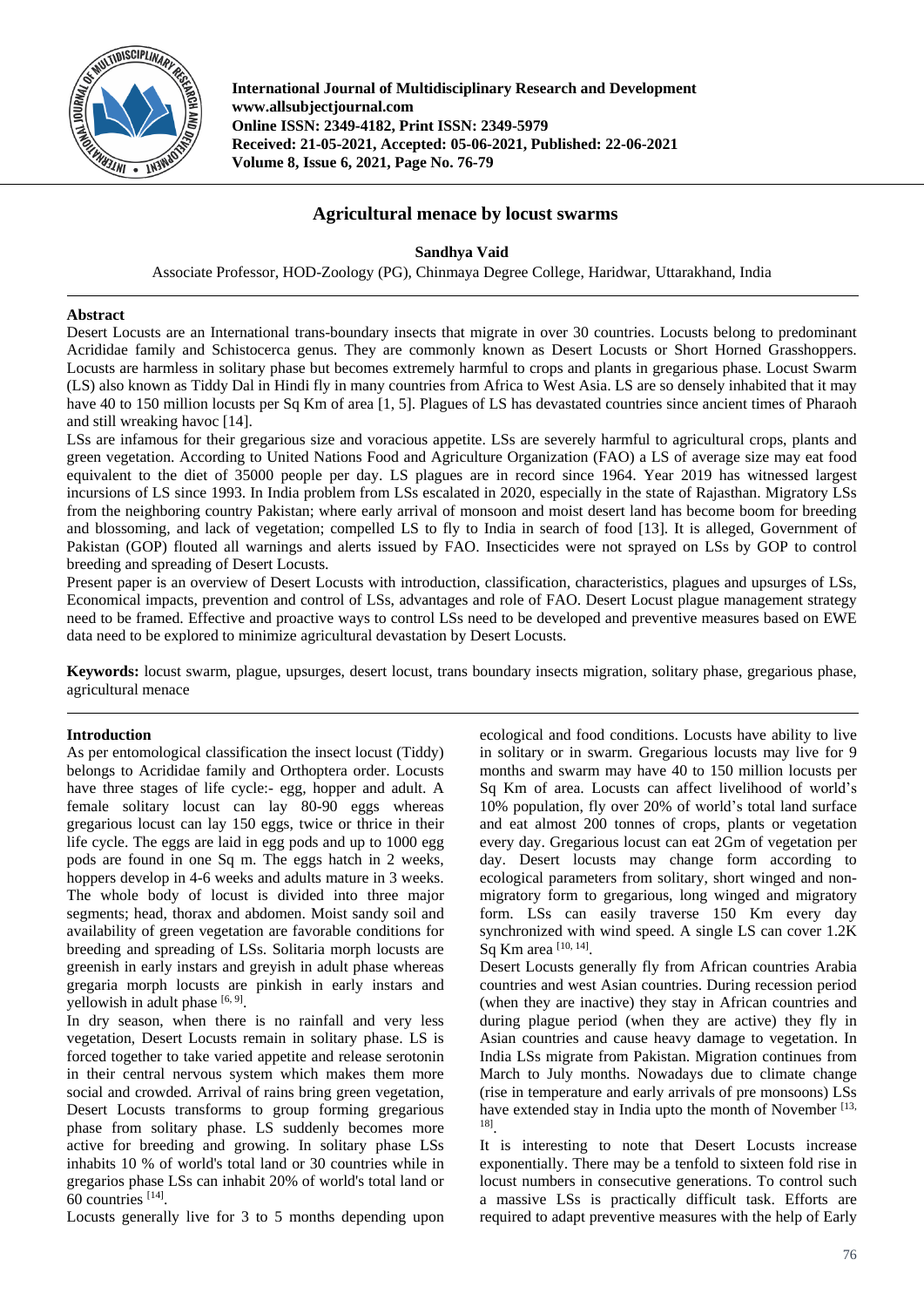International Journal of Multidisciplinary Research and Development
www.allsubjectjournal.com
Online ISSN: 2349-4182, Print ISSN: 2349-5979
Received: 21-05-2021, Accepted: 05-06-2021, Published: 22-06-2021
Volume 8, Issue 6, 2021, Page No. 76-79

# Agricultural menace by locust swarms

**Sandhya Vaid**

Associate Professor, HOD-Zoology (PG), Chinmaya Degree College, Haridwar, Uttarakhand, India

## Abstract

Desert Locusts are an International trans-boundary insects that migrate in over 30 countries. Locusts belong to predominant Acrididae family and Schistocerca genus. They are commonly known as Desert Locusts or Short Horned Grasshoppers. Locusts are harmless in solitary phase but becomes extremely harmful to crops and plants in gregarious phase. Locust Swarm (LS) also known as Tiddy Dal in Hindi fly in many countries from Africa to West Asia. LS are so densely inhabited that it may have 40 to 150 million locusts per Sq Km of area [1, 5]. Plagues of LS has devastated countries since ancient times of Pharaoh and still wreaking havoc [14].

LSs are infamous for their gregarious size and voracious appetite. LSs are severely harmful to agricultural crops, plants and green vegetation. According to United Nations Food and Agriculture Organization (FAO) a LS of average size may eat food equivalent to the diet of 35000 people per day. LS plagues are in record since 1964. Year 2019 has witnessed largest incursions of LS since 1993. In India problem from LSs escalated in 2020, especially in the state of Rajasthan. Migratory LSs from the neighboring country Pakistan; where early arrival of monsoon and moist desert land has become boom for breeding and blossoming, and lack of vegetation; compelled LS to fly to India in search of food [13]. It is alleged, Government of Pakistan (GOP) flouted all warnings and alerts issued by FAO. Insecticides were not sprayed on LSs by GOP to control breeding and spreading of Desert Locusts.

Present paper is an overview of Desert Locusts with introduction, classification, characteristics, plagues and upsurges of LSs, Economical impacts, prevention and control of LSs, advantages and role of FAO. Desert Locust plague management strategy need to be framed. Effective and proactive ways to control LSs need to be developed and preventive measures based on EWE data need to be explored to minimize agricultural devastation by Desert Locusts.

**Keywords:** locust swarm, plague, upsurges, desert locust, trans boundary insects migration, solitary phase, gregarious phase, agricultural menace

## Introduction

As per entomological classification the insect locust (Tiddy) belongs to Acrididae family and Orthoptera order. Locusts have three stages of life cycle:- egg, hopper and adult. A female solitary locust can lay 80-90 eggs whereas gregarious locust can lay 150 eggs, twice or thrice in their life cycle. The eggs are laid in egg pods and up to 1000 egg pods are found in one Sq m. The eggs hatch in 2 weeks, hoppers develop in 4-6 weeks and adults mature in 3 weeks. The whole body of locust is divided into three major segments; head, thorax and abdomen. Moist sandy soil and availability of green vegetation are favorable conditions for breeding and spreading of LSs. Solitaria morph locusts are greenish in early instars and greyish in adult phase whereas gregaria morph locusts are pinkish in early instars and yellowish in adult phase [6, 9].

In dry season, when there is no rainfall and very less vegetation, Desert Locusts remain in solitary phase. LS is forced together to take varied appetite and release serotonin in their central nervous system which makes them more social and crowded. Arrival of rains bring green vegetation, Desert Locusts transforms to group forming gregarious phase from solitary phase. LS suddenly becomes more active for breeding and growing. In solitary phase LSs inhabits 10 % of world's total land or 30 countries while in gregarios phase LSs can inhabit 20% of world's total land or 60 countries [14].

Locusts generally live for 3 to 5 months depending upon ecological and food conditions. Locusts have ability to live in solitary or in swarm. Gregarious locusts may live for 9 months and swarm may have 40 to 150 million locusts per Sq Km of area. Locusts can affect livelihood of world's 10% population, fly over 20% of world's total land surface and eat almost 200 tonnes of crops, plants or vegetation every day. Gregarious locust can eat 2Gm of vegetation per day. Desert locusts may change form according to ecological parameters from solitary, short winged and non-migratory form to gregarious, long winged and migratory form. LSs can easily traverse 150 Km every day synchronized with wind speed. A single LS can cover 1.2K Sq Km area [10, 14].

Desert Locusts generally fly from African countries Arabia countries and west Asian countries. During recession period (when they are inactive) they stay in African countries and during plague period (when they are active) they fly in Asian countries and cause heavy damage to vegetation. In India LSs migrate from Pakistan. Migration continues from March to July months. Nowadays due to climate change (rise in temperature and early arrivals of pre monsoons) LSs have extended stay in India upto the month of November [13, 18].

It is interesting to note that Desert Locusts increase exponentially. There may be a tenfold to sixteen fold rise in locust numbers in consecutive generations. To control such a massive LSs is practically difficult task. Efforts are required to adapt preventive measures with the help of Early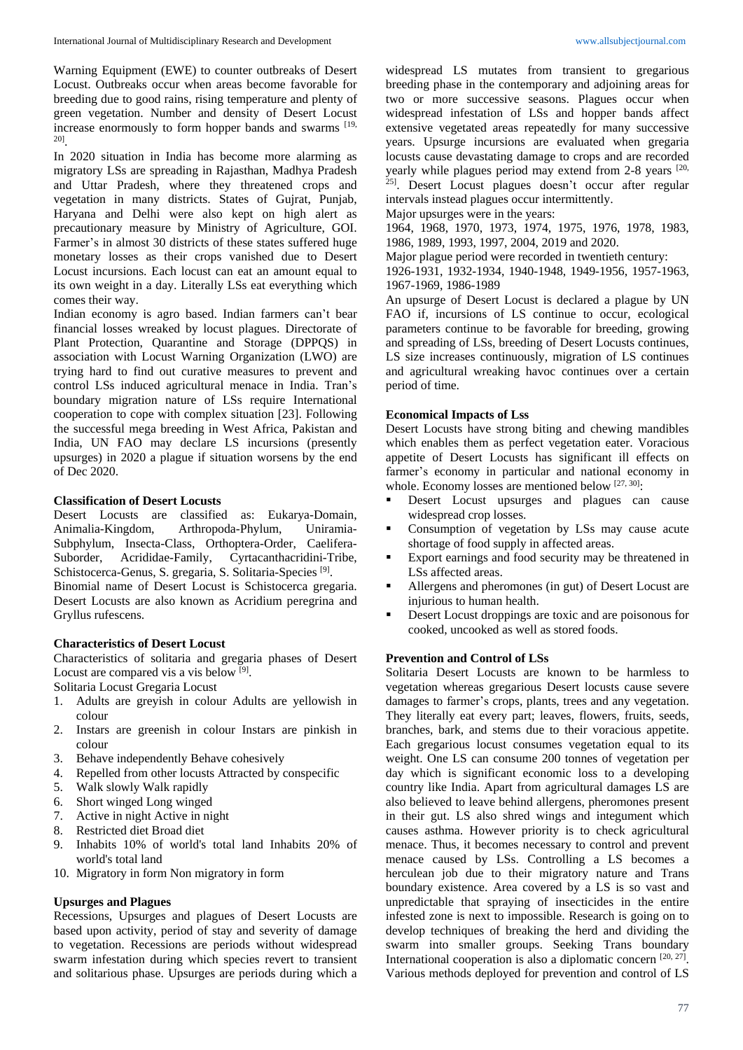Warning Equipment (EWE) to counter outbreaks of Desert Locust. Outbreaks occur when areas become favorable for breeding due to good rains, rising temperature and plenty of green vegetation. Number and density of Desert Locust increase enormously to form hopper bands and swarms [19, 20].

In 2020 situation in India has become more alarming as migratory LSs are spreading in Rajasthan, Madhya Pradesh and Uttar Pradesh, where they threatened crops and vegetation in many districts. States of Gujrat, Punjab, Haryana and Delhi were also kept on high alert as precautionary measure by Ministry of Agriculture, GOI. Farmer's in almost 30 districts of these states suffered huge monetary losses as their crops vanished due to Desert Locust incursions. Each locust can eat an amount equal to its own weight in a day. Literally LSs eat everything which comes their way.

Indian economy is agro based. Indian farmers can't bear financial losses wreaked by locust plagues. Directorate of Plant Protection, Quarantine and Storage (DPPQS) in association with Locust Warning Organization (LWO) are trying hard to find out curative measures to prevent and control LSs induced agricultural menace in India. Tran's boundary migration nature of LSs require International cooperation to cope with complex situation [23]. Following the successful mega breeding in West Africa, Pakistan and India, UN FAO may declare LS incursions (presently upsurges) in 2020 a plague if situation worsens by the end of Dec 2020.

### Classification of Desert Locusts

Desert Locusts are classified as: Eukarya-Domain, Animalia-Kingdom, Arthropoda-Phylum, Uniramia-Subphylum, Insecta-Class, Orthoptera-Order, Caelifera-Suborder, Acrididae-Family, Cyrtacanthacridini-Tribe, Schistocerca-Genus, S. gregaria, S. Solitaria-Species [9].

Binomial name of Desert Locust is Schistocerca gregaria. Desert Locusts are also known as Acridium peregrina and Gryllus rufescens.

### Characteristics of Desert Locust

Characteristics of solitaria and gregaria phases of Desert Locust are compared vis a vis below [9].

Solitaria Locust Gregaria Locust

1. Adults are greyish in colour Adults are yellowish in colour
2. Instars are greenish in colour Instars are pinkish in colour
3. Behave independently Behave cohesively
4. Repelled from other locusts Attracted by conspecific
5. Walk slowly Walk rapidly
6. Short winged Long winged
7. Active in night Active in night
8. Restricted diet Broad diet
9. Inhabits 10% of world's total land Inhabits 20% of world's total land
10. Migratory in form Non migratory in form

### Upsurges and Plagues

Recessions, Upsurges and plagues of Desert Locusts are based upon activity, period of stay and severity of damage to vegetation. Recessions are periods without widespread swarm infestation during which species revert to transient and solitarious phase. Upsurges are periods during which a widespread LS mutates from transient to gregarious breeding phase in the contemporary and adjoining areas for two or more successive seasons. Plagues occur when widespread infestation of LSs and hopper bands affect extensive vegetated areas repeatedly for many successive years. Upsurge incursions are evaluated when gregaria locusts cause devastating damage to crops and are recorded yearly while plagues period may extend from 2-8 years [20, 25]. Desert Locust plagues doesn't occur after regular intervals instead plagues occur intermittently.

Major upsurges were in the years:

1964, 1968, 1970, 1973, 1974, 1975, 1976, 1978, 1983, 1986, 1989, 1993, 1997, 2004, 2019 and 2020.

Major plague period were recorded in twentieth century:

1926-1931, 1932-1934, 1940-1948, 1949-1956, 1957-1963, 1967-1969, 1986-1989

An upsurge of Desert Locust is declared a plague by UN FAO if, incursions of LS continue to occur, ecological parameters continue to be favorable for breeding, growing and spreading of LSs, breeding of Desert Locusts continues, LS size increases continuously, migration of LS continues and agricultural wreaking havoc continues over a certain period of time.

### Economical Impacts of Lss

Desert Locusts have strong biting and chewing mandibles which enables them as perfect vegetation eater. Voracious appetite of Desert Locusts has significant ill effects on farmer's economy in particular and national economy in whole. Economy losses are mentioned below [27, 30]:

- Desert Locust upsurges and plagues can cause widespread crop losses.
- Consumption of vegetation by LSs may cause acute shortage of food supply in affected areas.
- Export earnings and food security may be threatened in LSs affected areas.
- Allergens and pheromones (in gut) of Desert Locust are injurious to human health.
- Desert Locust droppings are toxic and are poisonous for cooked, uncooked as well as stored foods.

### Prevention and Control of LSs

Solitaria Desert Locusts are known to be harmless to vegetation whereas gregarious Desert locusts cause severe damages to farmer's crops, plants, trees and any vegetation. They literally eat every part; leaves, flowers, fruits, seeds, branches, bark, and stems due to their voracious appetite. Each gregarious locust consumes vegetation equal to its weight. One LS can consume 200 tonnes of vegetation per day which is significant economic loss to a developing country like India. Apart from agricultural damages LS are also believed to leave behind allergens, pheromones present in their gut. LS also shred wings and integument which causes asthma. However priority is to check agricultural menace. Thus, it becomes necessary to control and prevent menace caused by LSs. Controlling a LS becomes a herculean job due to their migratory nature and Trans boundary existence. Area covered by a LS is so vast and unpredictable that spraying of insecticides in the entire infested zone is next to impossible. Research is going on to develop techniques of breaking the herd and dividing the swarm into smaller groups. Seeking Trans boundary International cooperation is also a diplomatic concern [20, 27]. Various methods deployed for prevention and control of LS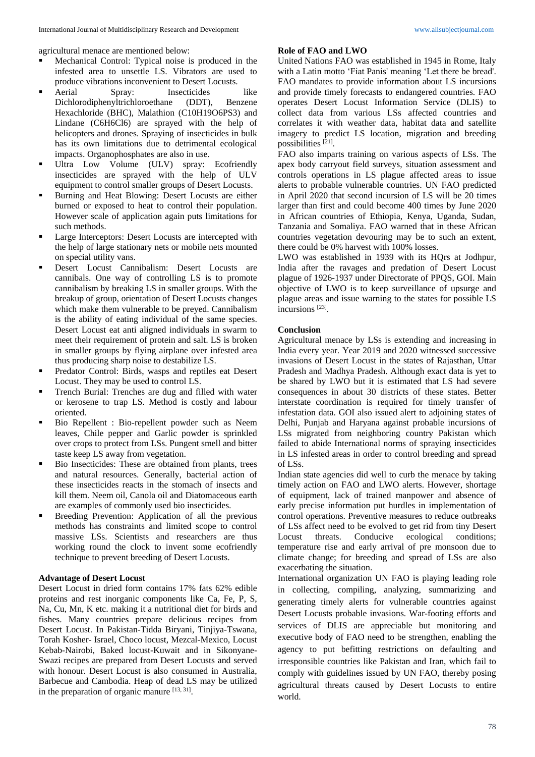agricultural menace are mentioned below:

- Mechanical Control: Typical noise is produced in the infested area to unsettle LS. Vibrators are used to produce vibrations inconvenient to Desert Locusts.
- Aerial Spray: Insecticides like Dichlorodiphenyltrichloroethane (DDT), Benzene Hexachloride (BHC), Malathion ($C_{10}H_{19}O_6PS_3$) and Lindane ($C_6H_6Cl_6$) are sprayed with the help of helicopters and drones. Spraying of insecticides in bulk has its own limitations due to detrimental ecological impacts. Organophosphates are also in use.
- Ultra Low Volume (ULV) spray: Ecofriendly insecticides are sprayed with the help of ULV equipment to control smaller groups of Desert Locusts.
- Burning and Heat Blowing: Desert Locusts are either burned or exposed to heat to control their population. However scale of application again puts limitations for such methods.
- Large Interceptors: Desert Locusts are intercepted with the help of large stationary nets or mobile nets mounted on special utility vans.
- Desert Locust Cannibalism: Desert Locusts are cannibals. One way of controlling LS is to promote cannibalism by breaking LS in smaller groups. With the breakup of group, orientation of Desert Locusts changes which make them vulnerable to be preyed. Cannibalism is the ability of eating individual of the same species. Desert Locust eat anti aligned individuals in swarm to meet their requirement of protein and salt. LS is broken in smaller groups by flying airplane over infested area thus producing sharp noise to destabilize LS.
- Predator Control: Birds, wasps and reptiles eat Desert Locust. They may be used to control LS.
- Trench Burial: Trenches are dug and filled with water or kerosene to trap LS. Method is costly and labour oriented.
- Bio Repellent : Bio-repellent powder such as Neem leaves, Chile pepper and Garlic powder is sprinkled over crops to protect from LSs. Pungent smell and bitter taste keep LS away from vegetation.
- Bio Insecticides: These are obtained from plants, trees and natural resources. Generally, bacterial action of these insecticides reacts in the stomach of insects and kill them. Neem oil, Canola oil and Diatomaceous earth are examples of commonly used bio insecticides.
- Breeding Prevention: Application of all the previous methods has constraints and limited scope to control massive LSs. Scientists and researchers are thus working round the clock to invent some ecofriendly technique to prevent breeding of Desert Locusts.

**Advantage of Desert Locust**

Desert Locust in dried form contains 17% fats 62% edible proteins and rest inorganic components like Ca, Fe, P, S, Na, Cu, Mn, K etc. making it a nutritional diet for birds and fishes. Many countries prepare delicious recipes from Desert Locust. In Pakistan-Tidda Biryani, Tinjiya-Tswana, Torah Kosher- Israel, Choco locust, Mezcal-Mexico, Locust Kebab-Nairobi, Baked locust-Kuwait and in Sikonyane-Swazi recipes are prepared from Desert Locusts and served with honour. Desert Locust is also consumed in Australia, Barbecue and Cambodia. Heap of dead LS may be utilized in the preparation of organic manure [13, 31].

**Role of FAO and LWO**

United Nations FAO was established in 1945 in Rome, Italy with a Latin motto 'Fiat Panis' meaning 'Let there be bread'. FAO mandates to provide information about LS incursions and provide timely forecasts to endangered countries. FAO operates Desert Locust Information Service (DLIS) to collect data from various LSs affected countries and correlates it with weather data, habitat data and satellite imagery to predict LS location, migration and breeding possibilities [21].

FAO also imparts training on various aspects of LSs. The apex body carryout field surveys, situation assessment and controls operations in LS plague affected areas to issue alerts to probable vulnerable countries. UN FAO predicted in April 2020 that second incursion of LS will be 20 times larger than first and could become 400 times by June 2020 in African countries of Ethiopia, Kenya, Uganda, Sudan, Tanzania and Somaliya. FAO warned that in these African countries vegetation devouring may be to such an extent, there could be 0% harvest with 100% losses.

LWO was established in 1939 with its HQrs at Jodhpur, India after the ravages and predation of Desert Locust plague of 1926-1937 under Directorate of PPQS, GOI. Main objective of LWO is to keep surveillance of upsurge and plague areas and issue warning to the states for possible LS incursions [23].

**Conclusion**

Agricultural menace by LSs is extending and increasing in India every year. Year 2019 and 2020 witnessed successive invasions of Desert Locust in the states of Rajasthan, Uttar Pradesh and Madhya Pradesh. Although exact data is yet to be shared by LWO but it is estimated that LS had severe consequences in about 30 districts of these states. Better interstate coordination is required for timely transfer of infestation data. GOI also issued alert to adjoining states of Delhi, Punjab and Haryana against probable incursions of LSs migrated from neighboring country Pakistan which failed to abide International norms of spraying insecticides in LS infested areas in order to control breeding and spread of LSs.

Indian state agencies did well to curb the menace by taking timely action on FAO and LWO alerts. However, shortage of equipment, lack of trained manpower and absence of early precise information put hurdles in implementation of control operations. Preventive measures to reduce outbreaks of LSs affect need to be evolved to get rid from tiny Desert Locust threats. Conducive ecological conditions; temperature rise and early arrival of pre monsoon due to climate change; for breeding and spread of LSs are also exacerbating the situation.

International organization UN FAO is playing leading role in collecting, compiling, analyzing, summarizing and generating timely alerts for vulnerable countries against Desert Locusts probable invasions. War-footing efforts and services of DLIS are appreciable but monitoring and executive body of FAO need to be strengthen, enabling the agency to put befitting restrictions on defaulting and irresponsible countries like Pakistan and Iran, which fail to comply with guidelines issued by UN FAO, thereby posing agricultural threats caused by Desert Locusts to entire world.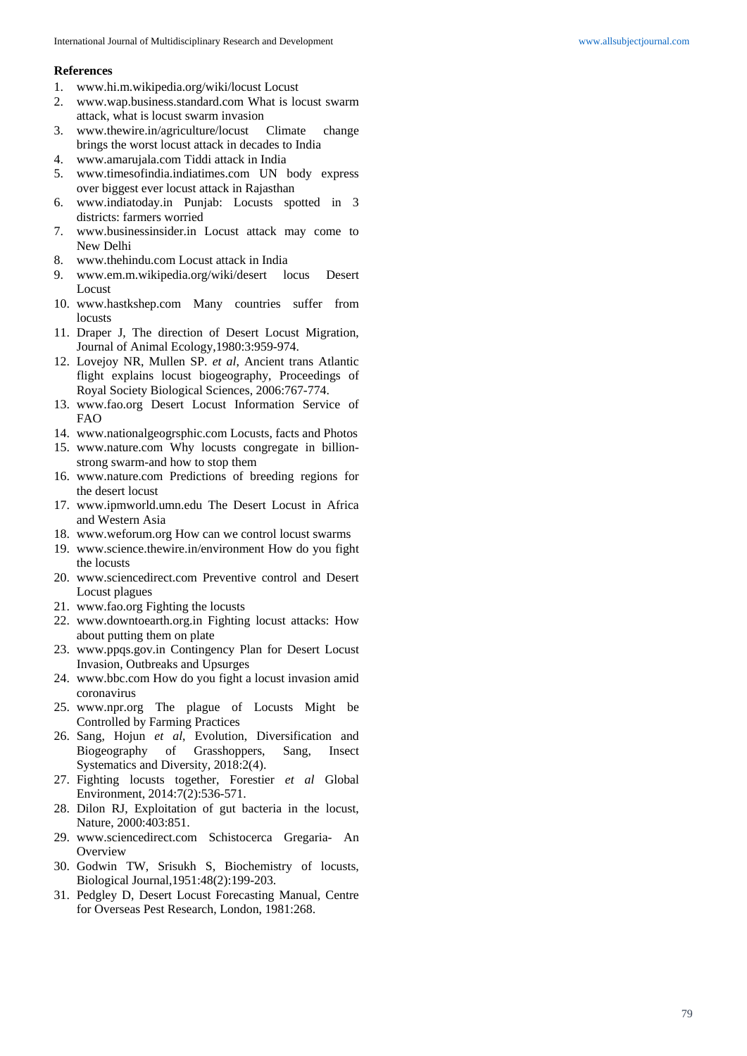## References

1. www.hi.m.wikipedia.org/wiki/locust Locust
2. www.wap.business.standard.com What is locust swarm attack, what is locust swarm invasion
3. www.thewire.in/agriculture/locust Climate change brings the worst locust attack in decades to India
4. www.amarujala.com Tiddi attack in India
5. www.timesofindia.indiatimes.com UN body express over biggest ever locust attack in Rajasthan
6. www.indiatoday.in Punjab: Locusts spotted in 3 districts: farmers worried
7. www.businessinsider.in Locust attack may come to New Delhi
8. www.thehindu.com Locust attack in India
9. www.em.m.wikipedia.org/wiki/desert locus Desert Locust
10. www.hastkshep.com Many countries suffer from locusts
11. Draper J, The direction of Desert Locust Migration, Journal of Animal Ecology,1980:3:959-974.
12. Lovejoy NR, Mullen SP. *et al*, Ancient trans Atlantic flight explains locust biogeography, Proceedings of Royal Society Biological Sciences, 2006:767-774.
13. www.fao.org Desert Locust Information Service of FAO
14. www.nationalgeogrsphic.com Locusts, facts and Photos
15. www.nature.com Why locusts congregate in billion-strong swarm-and how to stop them
16. www.nature.com Predictions of breeding regions for the desert locust
17. www.ipmworld.umn.edu The Desert Locust in Africa and Western Asia
18. www.weforum.org How can we control locust swarms
19. www.science.thewire.in/environment How do you fight the locusts
20. www.sciencedirect.com Preventive control and Desert Locust plagues
21. www.fao.org Fighting the locusts
22. www.downtoearth.org.in Fighting locust attacks: How about putting them on plate
23. www.ppqs.gov.in Contingency Plan for Desert Locust Invasion, Outbreaks and Upsurges
24. www.bbc.com How do you fight a locust invasion amid coronavirus
25. www.npr.org The plague of Locusts Might be Controlled by Farming Practices
26. Sang, Hojun *et al*, Evolution, Diversification and Biogeography of Grasshoppers, Sang, Insect Systematics and Diversity, 2018:2(4).
27. Fighting locusts together, Forestier *et al* Global Environment, 2014:7(2):536-571.
28. Dilon RJ, Exploitation of gut bacteria in the locust, Nature, 2000:403:851.
29. www.sciencedirect.com Schistocerca Gregaria- An Overview
30. Godwin TW, Srisukh S, Biochemistry of locusts, Biological Journal,1951:48(2):199-203.
31. Pedgley D, Desert Locust Forecasting Manual, Centre for Overseas Pest Research, London, 1981:268.